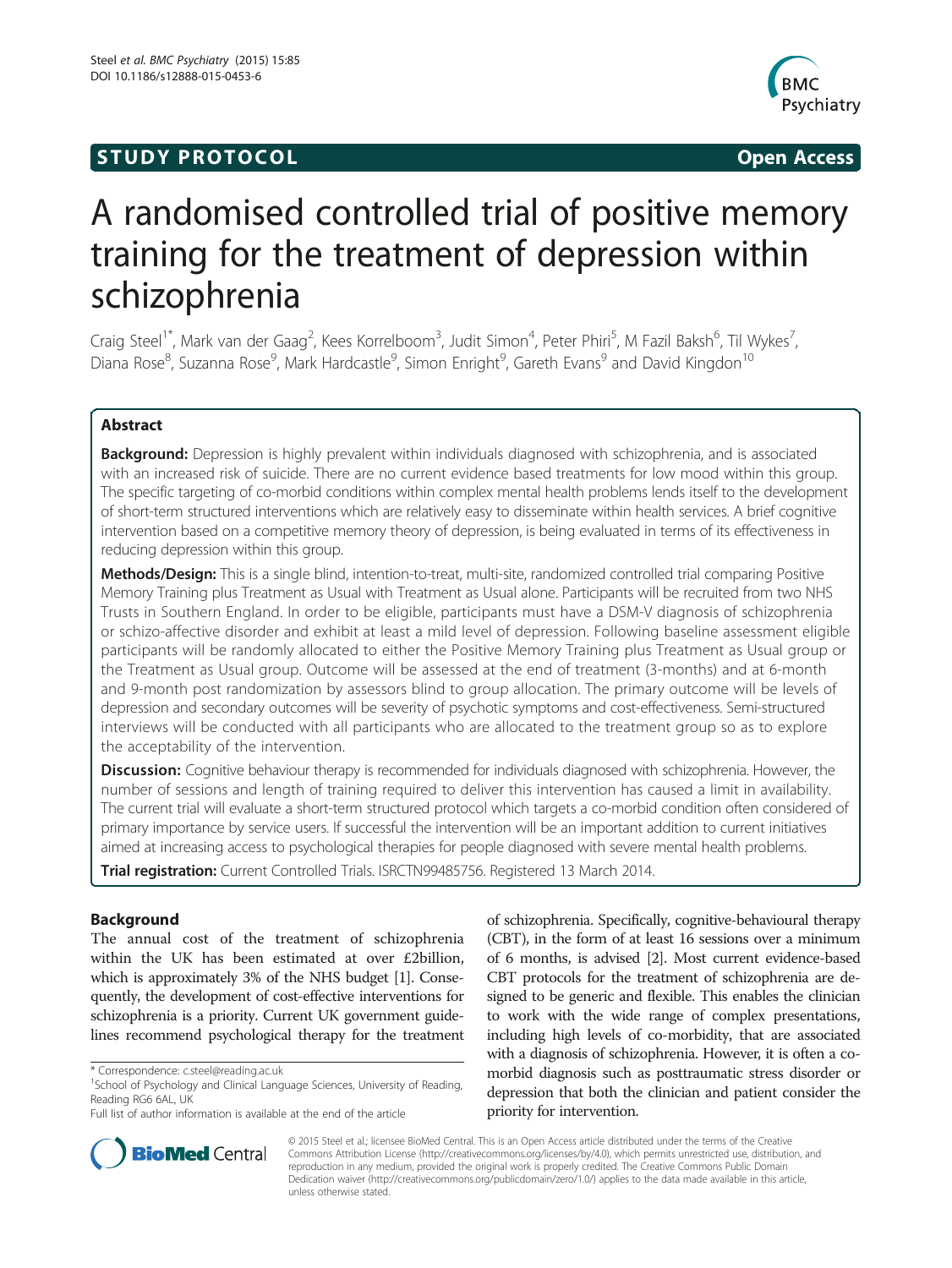**STUDY PROTOCOL** **Open Access**

# A randomised controlled trial of positive memory training for the treatment of depression within schizophrenia

Craig Steel[1*], Mark van der Gaag[2], Kees Korrelboom[3], Judit Simon[4], Peter Phiri[5], M Fazil Baksh[6], Til Wykes[7], Diana Rose[8], Suzanna Rose[9], Mark Hardcastle[9], Simon Enright[9], Gareth Evans[9] and David Kingdon[10]

## Abstract

**Background:** Depression is highly prevalent within individuals diagnosed with schizophrenia, and is associated with an increased risk of suicide. There are no current evidence based treatments for low mood within this group. The specific targeting of co-morbid conditions within complex mental health problems lends itself to the development of short-term structured interventions which are relatively easy to disseminate within health services. A brief cognitive intervention based on a competitive memory theory of depression, is being evaluated in terms of its effectiveness in reducing depression within this group.

**Methods/Design:** This is a single blind, intention-to-treat, multi-site, randomized controlled trial comparing Positive Memory Training plus Treatment as Usual with Treatment as Usual alone. Participants will be recruited from two NHS Trusts in Southern England. In order to be eligible, participants must have a DSM-V diagnosis of schizophrenia or schizo-affective disorder and exhibit at least a mild level of depression. Following baseline assessment eligible participants will be randomly allocated to either the Positive Memory Training plus Treatment as Usual group or the Treatment as Usual group. Outcome will be assessed at the end of treatment (3-months) and at 6-month and 9-month post randomization by assessors blind to group allocation. The primary outcome will be levels of depression and secondary outcomes will be severity of psychotic symptoms and cost-effectiveness. Semi-structured interviews will be conducted with all participants who are allocated to the treatment group so as to explore the acceptability of the intervention.

**Discussion:** Cognitive behaviour therapy is recommended for individuals diagnosed with schizophrenia. However, the number of sessions and length of training required to deliver this intervention has caused a limit in availability. The current trial will evaluate a short-term structured protocol which targets a co-morbid condition often considered of primary importance by service users. If successful the intervention will be an important addition to current initiatives aimed at increasing access to psychological therapies for people diagnosed with severe mental health problems.

**Trial registration:** Current Controlled Trials. ISRCTN99485756. Registered 13 March 2014.

## Background

The annual cost of the treatment of schizophrenia within the UK has been estimated at over £2billion, which is approximately 3% of the NHS budget [1]. Consequently, the development of cost-effective interventions for schizophrenia is a priority. Current UK government guidelines recommend psychological therapy for the treatment of schizophrenia. Specifically, cognitive-behavioural therapy (CBT), in the form of at least 16 sessions over a minimum of 6 months, is advised [2]. Most current evidence-based CBT protocols for the treatment of schizophrenia are designed to be generic and flexible. This enables the clinician to work with the wide range of complex presentations, including high levels of co-morbidity, that are associated with a diagnosis of schizophrenia. However, it is often a co-morbid diagnosis such as posttraumatic stress disorder or depression that both the clinician and patient consider the priority for intervention.

\* Correspondence: c.steel@reading.ac.uk
[1]School of Psychology and Clinical Language Sciences, University of Reading, Reading RG6 6AL, UK
Full list of author information is available at the end of the article

© 2015 Steel et al.; licensee BioMed Central. This is an Open Access article distributed under the terms of the Creative Commons Attribution License (http://creativecommons.org/licenses/by/4.0), which permits unrestricted use, distribution, and reproduction in any medium, provided the original work is properly credited. The Creative Commons Public Domain Dedication waiver (http://creativecommons.org/publicdomain/zero/1.0/) applies to the data made available in this article, unless otherwise stated.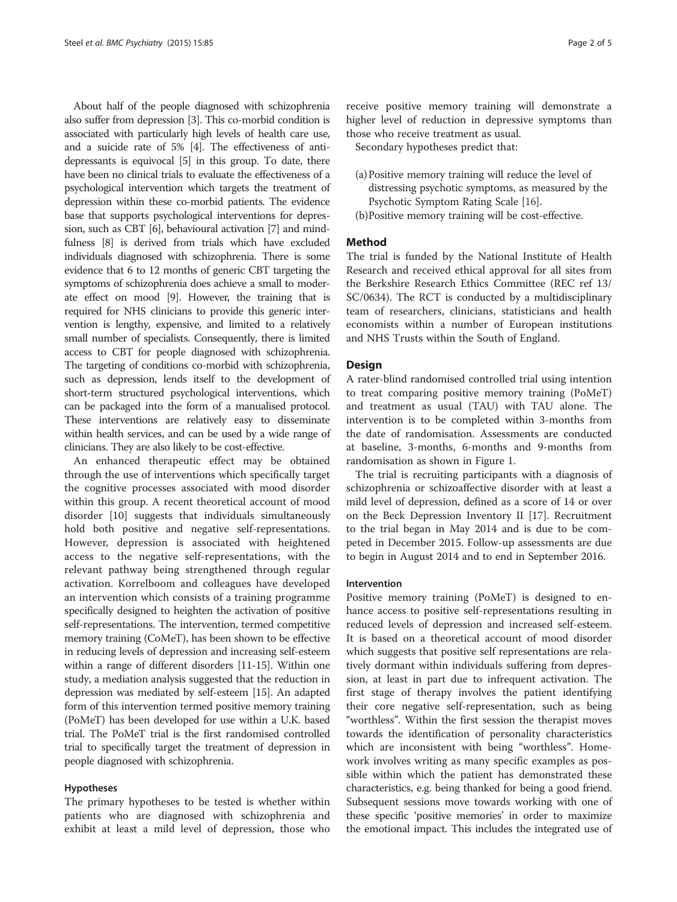About half of the people diagnosed with schizophrenia also suffer from depression [3]. This co-morbid condition is associated with particularly high levels of health care use, and a suicide rate of 5% [4]. The effectiveness of antidepressants is equivocal [5] in this group. To date, there have been no clinical trials to evaluate the effectiveness of a psychological intervention which targets the treatment of depression within these co-morbid patients. The evidence base that supports psychological interventions for depression, such as CBT [6], behavioural activation [7] and mindfulness [8] is derived from trials which have excluded individuals diagnosed with schizophrenia. There is some evidence that 6 to 12 months of generic CBT targeting the symptoms of schizophrenia does achieve a small to moderate effect on mood [9]. However, the training that is required for NHS clinicians to provide this generic intervention is lengthy, expensive, and limited to a relatively small number of specialists. Consequently, there is limited access to CBT for people diagnosed with schizophrenia. The targeting of conditions co-morbid with schizophrenia, such as depression, lends itself to the development of short-term structured psychological interventions, which can be packaged into the form of a manualised protocol. These interventions are relatively easy to disseminate within health services, and can be used by a wide range of clinicians. They are also likely to be cost-effective.

An enhanced therapeutic effect may be obtained through the use of interventions which specifically target the cognitive processes associated with mood disorder within this group. A recent theoretical account of mood disorder [10] suggests that individuals simultaneously hold both positive and negative self-representations. However, depression is associated with heightened access to the negative self-representations, with the relevant pathway being strengthened through regular activation. Korrelboom and colleagues have developed an intervention which consists of a training programme specifically designed to heighten the activation of positive self-representations. The intervention, termed competitive memory training (CoMeT), has been shown to be effective in reducing levels of depression and increasing self-esteem within a range of different disorders [11-15]. Within one study, a mediation analysis suggested that the reduction in depression was mediated by self-esteem [15]. An adapted form of this intervention termed positive memory training (PoMeT) has been developed for use within a U.K. based trial. The PoMeT trial is the first randomised controlled trial to specifically target the treatment of depression in people diagnosed with schizophrenia.

### Hypotheses

The primary hypotheses to be tested is whether within patients who are diagnosed with schizophrenia and exhibit at least a mild level of depression, those who receive positive memory training will demonstrate a higher level of reduction in depressive symptoms than those who receive treatment as usual.

Secondary hypotheses predict that:

(a) Positive memory training will reduce the level of distressing psychotic symptoms, as measured by the Psychotic Symptom Rating Scale [16].
(b) Positive memory training will be cost-effective.

## Method

The trial is funded by the National Institute of Health Research and received ethical approval for all sites from the Berkshire Research Ethics Committee (REC ref 13/SC/0634). The RCT is conducted by a multidisciplinary team of researchers, clinicians, statisticians and health economists within a number of European institutions and NHS Trusts within the South of England.

## Design

A rater-blind randomised controlled trial using intention to treat comparing positive memory training (PoMeT) and treatment as usual (TAU) with TAU alone. The intervention is to be completed within 3-months from the date of randomisation. Assessments are conducted at baseline, 3-months, 6-months and 9-months from randomisation as shown in Figure 1.

The trial is recruiting participants with a diagnosis of schizophrenia or schizoaffective disorder with at least a mild level of depression, defined as a score of 14 or over on the Beck Depression Inventory II [17]. Recruitment to the trial began in May 2014 and is due to be competed in December 2015. Follow-up assessments are due to begin in August 2014 and to end in September 2016.

### Intervention

Positive memory training (PoMeT) is designed to enhance access to positive self-representations resulting in reduced levels of depression and increased self-esteem. It is based on a theoretical account of mood disorder which suggests that positive self representations are relatively dormant within individuals suffering from depression, at least in part due to infrequent activation. The first stage of therapy involves the patient identifying their core negative self-representation, such as being "worthless". Within the first session the therapist moves towards the identification of personality characteristics which are inconsistent with being "worthless". Homework involves writing as many specific examples as possible within which the patient has demonstrated these characteristics, e.g. being thanked for being a good friend. Subsequent sessions move towards working with one of these specific 'positive memories' in order to maximize the emotional impact. This includes the integrated use of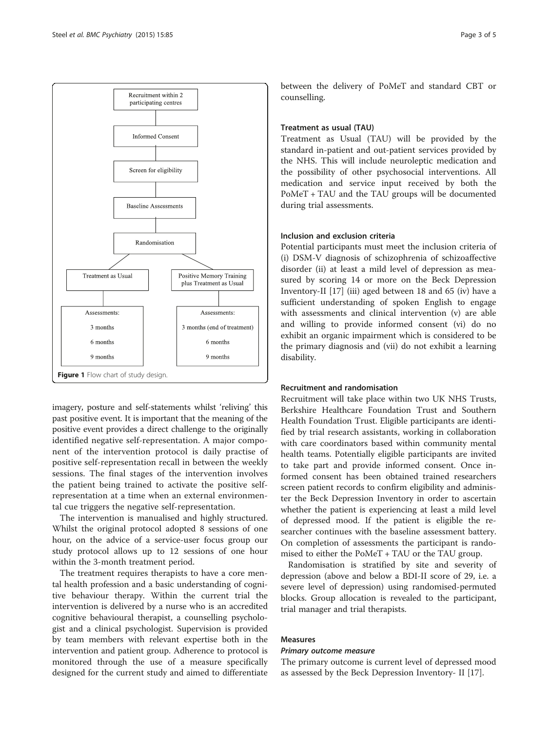Recruitment within 2 participating centres

Informed Consent

Screen for eligibility

Baseline Assessments

Randomisation

Treatment as Usual

Positive Memory Training plus Treatment as Usual

Assessments:
3 months
6 months
9 months

Assessments:
3 months (end of treatment)
6 months
9 months

**Figure 1** Flow chart of study design.

imagery, posture and self-statements whilst 'reliving' this past positive event. It is important that the meaning of the positive event provides a direct challenge to the originally identified negative self-representation. A major component of the intervention protocol is daily practise of positive self-representation recall in between the weekly sessions. The final stages of the intervention involves the patient being trained to activate the positive self-representation at a time when an external environmental cue triggers the negative self-representation.

The intervention is manualised and highly structured. Whilst the original protocol adopted 8 sessions of one hour, on the advice of a service-user focus group our study protocol allows up to 12 sessions of one hour within the 3-month treatment period.

The treatment requires therapists to have a core mental health profession and a basic understanding of cognitive behaviour therapy. Within the current trial the intervention is delivered by a nurse who is an accredited cognitive behavioural therapist, a counselling psychologist and a clinical psychologist. Supervision is provided by team members with relevant expertise both in the intervention and patient group. Adherence to protocol is monitored through the use of a measure specifically designed for the current study and aimed to differentiate between the delivery of PoMeT and standard CBT or counselling.

### Treatment as usual (TAU)

Treatment as Usual (TAU) will be provided by the standard in-patient and out-patient services provided by the NHS. This will include neuroleptic medication and the possibility of other psychosocial interventions. All medication and service input received by both the PoMeT + TAU and the TAU groups will be documented during trial assessments.

### Inclusion and exclusion criteria

Potential participants must meet the inclusion criteria of (i) DSM-V diagnosis of schizophrenia of schizoaffective disorder (ii) at least a mild level of depression as measured by scoring 14 or more on the Beck Depression Inventory-II [17] (iii) aged between 18 and 65 (iv) have a sufficient understanding of spoken English to engage with assessments and clinical intervention (v) are able and willing to provide informed consent (vi) do no exhibit an organic impairment which is considered to be the primary diagnosis and (vii) do not exhibit a learning disability.

### Recruitment and randomisation

Recruitment will take place within two UK NHS Trusts, Berkshire Healthcare Foundation Trust and Southern Health Foundation Trust. Eligible participants are identified by trial research assistants, working in collaboration with care coordinators based within community mental health teams. Potentially eligible participants are invited to take part and provide informed consent. Once informed consent has been obtained trained researchers screen patient records to confirm eligibility and administer the Beck Depression Inventory in order to ascertain whether the patient is experiencing at least a mild level of depressed mood. If the patient is eligible the researcher continues with the baseline assessment battery. On completion of assessments the participant is randomised to either the PoMeT + TAU or the TAU group.

Randomisation is stratified by site and severity of depression (above and below a BDI-II score of 29, i.e. a severe level of depression) using randomised-permuted blocks. Group allocation is revealed to the participant, trial manager and trial therapists.

### Measures

#### *Primary outcome measure*

The primary outcome is current level of depressed mood as assessed by the Beck Depression Inventory- II [17].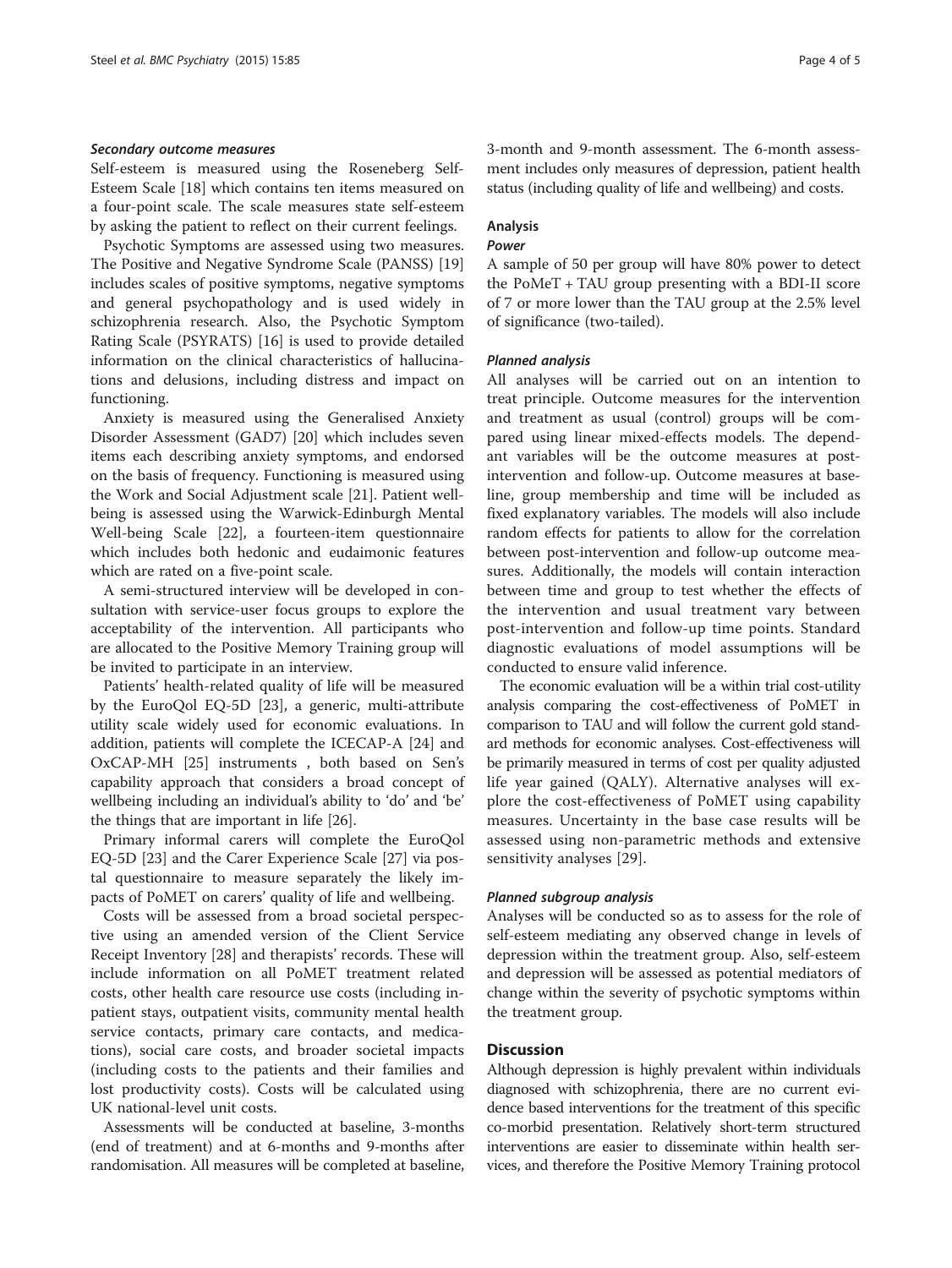#### *Secondary outcome measures*

Self-esteem is measured using the Roseneberg Self-Esteem Scale [18] which contains ten items measured on a four-point scale. The scale measures state self-esteem by asking the patient to reflect on their current feelings.

Psychotic Symptoms are assessed using two measures. The Positive and Negative Syndrome Scale (PANSS) [19] includes scales of positive symptoms, negative symptoms and general psychopathology and is used widely in schizophrenia research. Also, the Psychotic Symptom Rating Scale (PSYRATS) [16] is used to provide detailed information on the clinical characteristics of hallucinations and delusions, including distress and impact on functioning.

Anxiety is measured using the Generalised Anxiety Disorder Assessment (GAD7) [20] which includes seven items each describing anxiety symptoms, and endorsed on the basis of frequency. Functioning is measured using the Work and Social Adjustment scale [21]. Patient wellbeing is assessed using the Warwick-Edinburgh Mental Well-being Scale [22], a fourteen-item questionnaire which includes both hedonic and eudaimonic features which are rated on a five-point scale.

A semi-structured interview will be developed in consultation with service-user focus groups to explore the acceptability of the intervention. All participants who are allocated to the Positive Memory Training group will be invited to participate in an interview.

Patients' health-related quality of life will be measured by the EuroQol EQ-5D [23], a generic, multi-attribute utility scale widely used for economic evaluations. In addition, patients will complete the ICECAP-A [24] and OxCAP-MH [25] instruments , both based on Sen's capability approach that considers a broad concept of wellbeing including an individual's ability to 'do' and 'be' the things that are important in life [26].

Primary informal carers will complete the EuroQol EQ-5D [23] and the Carer Experience Scale [27] via postal questionnaire to measure separately the likely impacts of PoMET on carers' quality of life and wellbeing.

Costs will be assessed from a broad societal perspective using an amended version of the Client Service Receipt Inventory [28] and therapists' records. These will include information on all PoMET treatment related costs, other health care resource use costs (including inpatient stays, outpatient visits, community mental health service contacts, primary care contacts, and medications), social care costs, and broader societal impacts (including costs to the patients and their families and lost productivity costs). Costs will be calculated using UK national-level unit costs.

Assessments will be conducted at baseline, 3-months (end of treatment) and at 6-months and 9-months after randomisation. All measures will be completed at baseline, 3-month and 9-month assessment. The 6-month assessment includes only measures of depression, patient health status (including quality of life and wellbeing) and costs.

### Analysis

#### *Power*

A sample of 50 per group will have 80% power to detect the PoMeT + TAU group presenting with a BDI-II score of 7 or more lower than the TAU group at the 2.5% level of significance (two-tailed).

#### *Planned analysis*

All analyses will be carried out on an intention to treat principle. Outcome measures for the intervention and treatment as usual (control) groups will be compared using linear mixed-effects models. The dependant variables will be the outcome measures at post-intervention and follow-up. Outcome measures at baseline, group membership and time will be included as fixed explanatory variables. The models will also include random effects for patients to allow for the correlation between post-intervention and follow-up outcome measures. Additionally, the models will contain interaction between time and group to test whether the effects of the intervention and usual treatment vary between post-intervention and follow-up time points. Standard diagnostic evaluations of model assumptions will be conducted to ensure valid inference.

The economic evaluation will be a within trial cost-utility analysis comparing the cost-effectiveness of PoMET in comparison to TAU and will follow the current gold standard methods for economic analyses. Cost-effectiveness will be primarily measured in terms of cost per quality adjusted life year gained (QALY). Alternative analyses will explore the cost-effectiveness of PoMET using capability measures. Uncertainty in the base case results will be assessed using non-parametric methods and extensive sensitivity analyses [29].

#### *Planned subgroup analysis*

Analyses will be conducted so as to assess for the role of self-esteem mediating any observed change in levels of depression within the treatment group. Also, self-esteem and depression will be assessed as potential mediators of change within the severity of psychotic symptoms within the treatment group.

## Discussion

Although depression is highly prevalent within individuals diagnosed with schizophrenia, there are no current evidence based interventions for the treatment of this specific co-morbid presentation. Relatively short-term structured interventions are easier to disseminate within health services, and therefore the Positive Memory Training protocol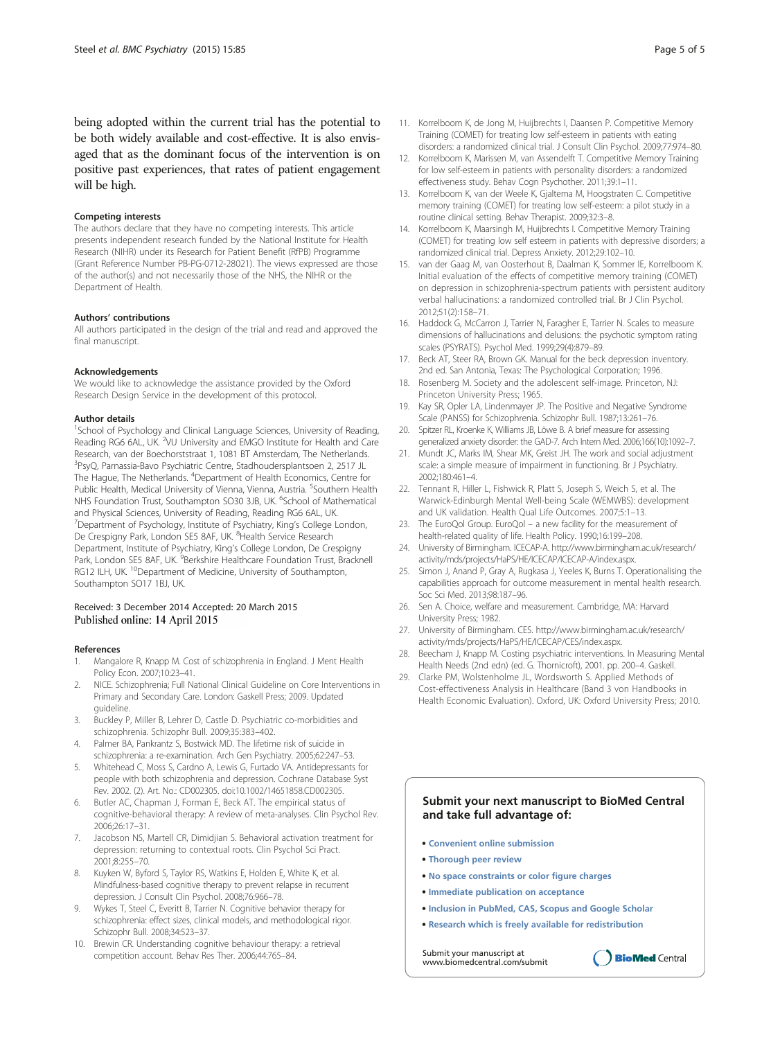being adopted within the current trial has the potential to be both widely available and cost-effective. It is also envisaged that as the dominant focus of the intervention is on positive past experiences, that rates of patient engagement will be high.

#### Competing interests

The authors declare that they have no competing interests. This article presents independent research funded by the National Institute for Health Research (NIHR) under its Research for Patient Benefit (RfPB) Programme (Grant Reference Number PB-PG-0712-28021). The views expressed are those of the author(s) and not necessarily those of the NHS, the NIHR or the Department of Health.

#### Authors' contributions

All authors participated in the design of the trial and read and approved the final manuscript.

#### Acknowledgements

We would like to acknowledge the assistance provided by the Oxford Research Design Service in the development of this protocol.

#### Author details

[1]School of Psychology and Clinical Language Sciences, University of Reading, Reading RG6 6AL, UK. [2]VU University and EMGO Institute for Health and Care Research, van der Boechorststraat 1, 1081 BT Amsterdam, The Netherlands. [3]PsyQ, Parnassia-Bavo Psychiatric Centre, Stadhoudersplantsoen 2, 2517 JL The Hague, The Netherlands. [4]Department of Health Economics, Centre for Public Health, Medical University of Vienna, Vienna, Austria. [5]Southern Health NHS Foundation Trust, Southampton SO30 3JB, UK. [6]School of Mathematical and Physical Sciences, University of Reading, Reading RG6 6AL, UK. [7]Department of Psychology, Institute of Psychiatry, King's College London, De Crespigny Park, London SE5 8AF, UK. [8]Health Service Research Department, Institute of Psychiatry, King's College London, De Crespigny Park, London SE5 8AF, UK. [9]Berkshire Healthcare Foundation Trust, Bracknell RG12 ILH, UK. [10]Department of Medicine, University of Southampton, Southampton SO17 1BJ, UK.

Received: 3 December 2014 Accepted: 20 March 2015
Published online: 14 April 2015

#### References

1. Mangalore R, Knapp M. Cost of schizophrenia in England. J Ment Health Policy Econ. 2007;10:23–41.
2. NICE. Schizophrenia; Full National Clinical Guideline on Core Interventions in Primary and Secondary Care. London: Gaskell Press; 2009. Updated guideline.
3. Buckley P, Miller B, Lehrer D, Castle D. Psychiatric co-morbidities and schizophrenia. Schizophr Bull. 2009;35:383–402.
4. Palmer BA, Pankrantz S, Bostwick MD. The lifetime risk of suicide in schizophrenia: a re-examination. Arch Gen Psychiatry. 2005;62:247–53.
5. Whitehead C, Moss S, Cardno A, Lewis G, Furtado VA. Antidepressants for people with both schizophrenia and depression. Cochrane Database Syst Rev. 2002. (2). Art. No.: CD002305. doi:10.1002/14651858.CD002305.
6. Butler AC, Chapman J, Forman E, Beck AT. The empirical status of cognitive-behavioral therapy: A review of meta-analyses. Clin Psychol Rev. 2006;26:17–31.
7. Jacobson NS, Martell CR, Dimidjian S. Behavioral activation treatment for depression: returning to contextual roots. Clin Psychol Sci Pract. 2001;8:255–70.
8. Kuyken W, Byford S, Taylor RS, Watkins E, Holden E, White K, et al. Mindfulness-based cognitive therapy to prevent relapse in recurrent depression. J Consult Clin Psychol. 2008;76:966–78.
9. Wykes T, Steel C, Everitt B, Tarrier N. Cognitive behavior therapy for schizophrenia: effect sizes, clinical models, and methodological rigor. Schizophr Bull. 2008;34:523–37.
10. Brewin CR. Understanding cognitive behaviour therapy: a retrieval competition account. Behav Res Ther. 2006;44:765–84.
11. Korrelboom K, de Jong M, Huijbrechts I, Daansen P. Competitive Memory Training (COMET) for treating low self-esteem in patients with eating disorders: a randomized clinical trial. J Consult Clin Psychol. 2009;77:974–80.
12. Korrelboom K, Marissen M, van Assendelft T. Competitive Memory Training for low self-esteem in patients with personality disorders: a randomized effectiveness study. Behav Cogn Psychother. 2011;39:1–11.
13. Korrelboom K, van der Weele K, Gjaltema M, Hoogstraten C. Competitive memory training (COMET) for treating low self-esteem: a pilot study in a routine clinical setting. Behav Therapist. 2009;32:3–8.
14. Korrelboom K, Maarsingh M, Huijbrechts I. Competitive Memory Training (COMET) for treating low self esteem in patients with depressive disorders; a randomized clinical trial. Depress Anxiety. 2012;29:102–10.
15. van der Gaag M, van Oosterhout B, Daalman K, Sommer IE, Korrelboom K. Initial evaluation of the effects of competitive memory training (COMET) on depression in schizophrenia-spectrum patients with persistent auditory verbal hallucinations: a randomized controlled trial. Br J Clin Psychol. 2012;51(2):158–71.
16. Haddock G, McCarron J, Tarrier N, Faragher E, Tarrier N. Scales to measure dimensions of hallucinations and delusions: the psychotic symptom rating scales (PSYRATS). Psychol Med. 1999;29(4):879–89.
17. Beck AT, Steer RA, Brown GK. Manual for the beck depression inventory. 2nd ed. San Antonia, Texas: The Psychological Corporation; 1996.
18. Rosenberg M. Society and the adolescent self-image. Princeton, NJ: Princeton University Press; 1965.
19. Kay SR, Opler LA, Lindenmayer JP. The Positive and Negative Syndrome Scale (PANSS) for Schizophrenia. Schizophr Bull. 1987;13:261–76.
20. Spitzer RL, Kroenke K, Williams JB, Löwe B. A brief measure for assessing generalized anxiety disorder: the GAD-7. Arch Intern Med. 2006;166(10):1092–7.
21. Mundt JC, Marks IM, Shear MK, Greist JH. The work and social adjustment scale: a simple measure of impairment in functioning. Br J Psychiatry. 2002;180:461–4.
22. Tennant R, Hiller L, Fishwick R, Platt S, Joseph S, Weich S, et al. The Warwick-Edinburgh Mental Well-being Scale (WEMWBS): development and UK validation. Health Qual Life Outcomes. 2007;5:1–13.
23. The EuroQol Group. EuroQol – a new facility for the measurement of health-related quality of life. Health Policy. 1990;16:199–208.
24. University of Birmingham. ICECAP-A. http://www.birmingham.ac.uk/research/activity/mds/projects/HaPS/HE/ICECAP/ICECAP-A/index.aspx.
25. Simon J, Anand P, Gray A, Rugkasa J, Yeeles K, Burns T. Operationalising the capabilities approach for outcome measurement in mental health research. Soc Sci Med. 2013;98:187–96.
26. Sen A. Choice, welfare and measurement. Cambridge, MA: Harvard University Press; 1982.
27. University of Birmingham. CES. http://www.birmingham.ac.uk/research/activity/mds/projects/HaPS/HE/ICECAP/CES/index.aspx.
28. Beecham J, Knapp M. Costing psychiatric interventions. In Measuring Mental Health Needs (2nd edn) (ed. G. Thornicroft), 2001. pp. 200–4. Gaskell.
29. Clarke PM, Wolstenholme JL, Wordsworth S. Applied Methods of Cost-effectiveness Analysis in Healthcare (Band 3 von Handbooks in Health Economic Evaluation). Oxford, UK: Oxford University Press; 2010.

**Submit your next manuscript to BioMed Central and take full advantage of:**

- **Convenient online submission**
- **Thorough peer review**
- **No space constraints or color figure charges**
- **Immediate publication on acceptance**
- **Inclusion in PubMed, CAS, Scopus and Google Scholar**
- **Research which is freely available for redistribution**

Submit your manuscript at www.biomedcentral.com/submit

BioMed Central